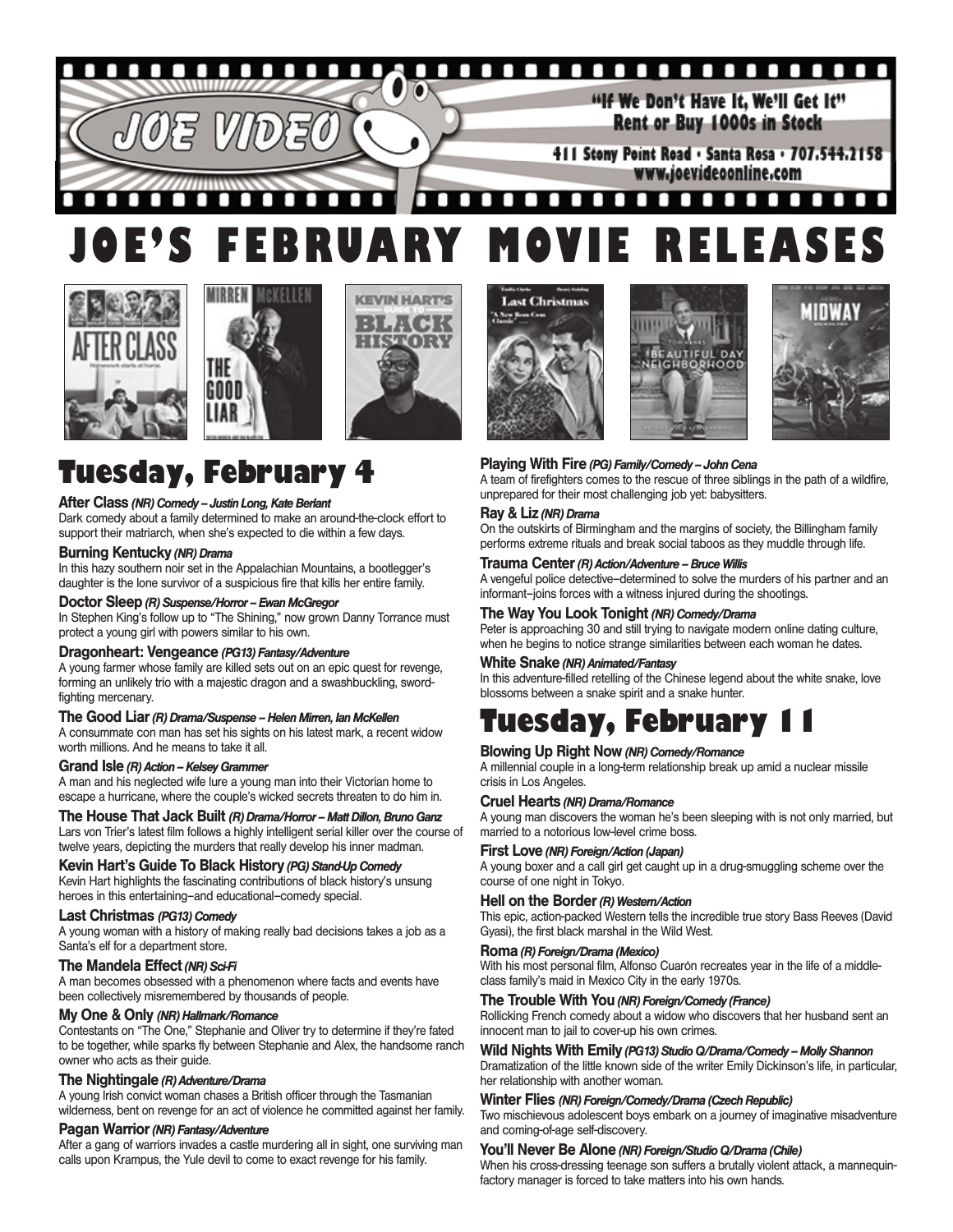# JOE VIDEO

"If We Don't Have It, We'll Get It"
Rent or Buy 1000s in Stock

411 Stony Point Road • Santa Rosa • 707.544.2158
www.joevideoonline.com

# JOE'S FEBRUARY MOVIE RELEASES

## Tuesday, February 4

**After Class** ***(NR) Comedy – Justin Long, Kate Berlant***
Dark comedy about a family determined to make an around-the-clock effort to support their matriarch, when she's expected to die within a few days.

**Burning Kentucky** ***(NR) Drama***
In this hazy southern noir set in the Appalachian Mountains, a bootlegger's daughter is the lone survivor of a suspicious fire that kills her entire family.

**Doctor Sleep** ***(R) Suspense/Horror – Ewan McGregor***
In Stephen King's follow up to "The Shining," now grown Danny Torrance must protect a young girl with powers similar to his own.

**Dragonheart: Vengeance** ***(PG13) Fantasy/Adventure***
A young farmer whose family are killed sets out on an epic quest for revenge, forming an unlikely trio with a majestic dragon and a swashbuckling, sword-fighting mercenary.

**The Good Liar** ***(R) Drama/Suspense – Helen Mirren, Ian McKellen***
A consummate con man has set his sights on his latest mark, a recent widow worth millions. And he means to take it all.

**Grand Isle** ***(R) Action – Kelsey Grammer***
A man and his neglected wife lure a young man into their Victorian home to escape a hurricane, where the couple's wicked secrets threaten to do him in.

**The House That Jack Built** ***(R) Drama/Horror – Matt Dillon, Bruno Ganz***
Lars von Trier's latest film follows a highly intelligent serial killer over the course of twelve years, depicting the murders that really develop his inner madman.

**Kevin Hart's Guide To Black History** ***(PG) Stand-Up Comedy***
Kevin Hart highlights the fascinating contributions of black history's unsung heroes in this entertaining–and educational–comedy special.

**Last Christmas** ***(PG13) Comedy***
A young woman with a history of making really bad decisions takes a job as a Santa's elf for a department store.

**The Mandela Effect** ***(NR) Sci-Fi***
A man becomes obsessed with a phenomenon where facts and events have been collectively misremembered by thousands of people.

**My One & Only** ***(NR) Hallmark/Romance***
Contestants on "The One," Stephanie and Oliver try to determine if they're fated to be together, while sparks fly between Stephanie and Alex, the handsome ranch owner who acts as their guide.

**The Nightingale** ***(R) Adventure/Drama***
A young Irish convict woman chases a British officer through the Tasmanian wilderness, bent on revenge for an act of violence he committed against her family.

**Pagan Warrior** ***(NR) Fantasy/Adventure***
After a gang of warriors invades a castle murdering all in sight, one surviving man calls upon Krampus, the Yule devil to come to exact revenge for his family.

**Playing With Fire** ***(PG) Family/Comedy – John Cena***
A team of firefighters comes to the rescue of three siblings in the path of a wildfire, unprepared for their most challenging job yet: babysitters.

**Ray & Liz** ***(NR) Drama***
On the outskirts of Birmingham and the margins of society, the Billingham family performs extreme rituals and break social taboos as they muddle through life.

**Trauma Center** ***(R) Action/Adventure – Bruce Willis***
A vengeful police detective–determined to solve the murders of his partner and an informant–joins forces with a witness injured during the shootings.

**The Way You Look Tonight** ***(NR) Comedy/Drama***
Peter is approaching 30 and still trying to navigate modern online dating culture, when he begins to notice strange similarities between each woman he dates.

**White Snake** ***(NR) Animated/Fantasy***
In this adventure-filled retelling of the Chinese legend about the white snake, love blossoms between a snake spirit and a snake hunter.

## Tuesday, February 11

**Blowing Up Right Now** ***(NR) Comedy/Romance***
A millennial couple in a long-term relationship break up amid a nuclear missile crisis in Los Angeles.

**Cruel Hearts** ***(NR) Drama/Romance***
A young man discovers the woman he's been sleeping with is not only married, but married to a notorious low-level crime boss.

**First Love** ***(NR) Foreign/Action (Japan)***
A young boxer and a call girl get caught up in a drug-smuggling scheme over the course of one night in Tokyo.

**Hell on the Border** ***(R) Western/Action***
This epic, action-packed Western tells the incredible true story Bass Reeves (David Gyasi), the first black marshal in the Wild West.

**Roma** ***(R) Foreign/Drama (Mexico)***
With his most personal film, Alfonso Cuarón recreates year in the life of a middle-class family's maid in Mexico City in the early 1970s.

**The Trouble With You** ***(NR) Foreign/Comedy (France)***
Rollicking French comedy about a widow who discovers that her husband sent an innocent man to jail to cover-up his own crimes.

**Wild Nights With Emily** ***(PG13) Studio Q/Drama/Comedy – Molly Shannon***
Dramatization of the little known side of the writer Emily Dickinson's life, in particular, her relationship with another woman.

**Winter Flies** ***(NR) Foreign/Comedy/Drama (Czech Republic)***
Two mischievous adolescent boys embark on a journey of imaginative misadventure and coming-of-age self-discovery.

**You'll Never Be Alone** ***(NR) Foreign/Studio Q/Drama (Chile)***
When his cross-dressing teenage son suffers a brutally violent attack, a mannequin-factory manager is forced to take matters into his own hands.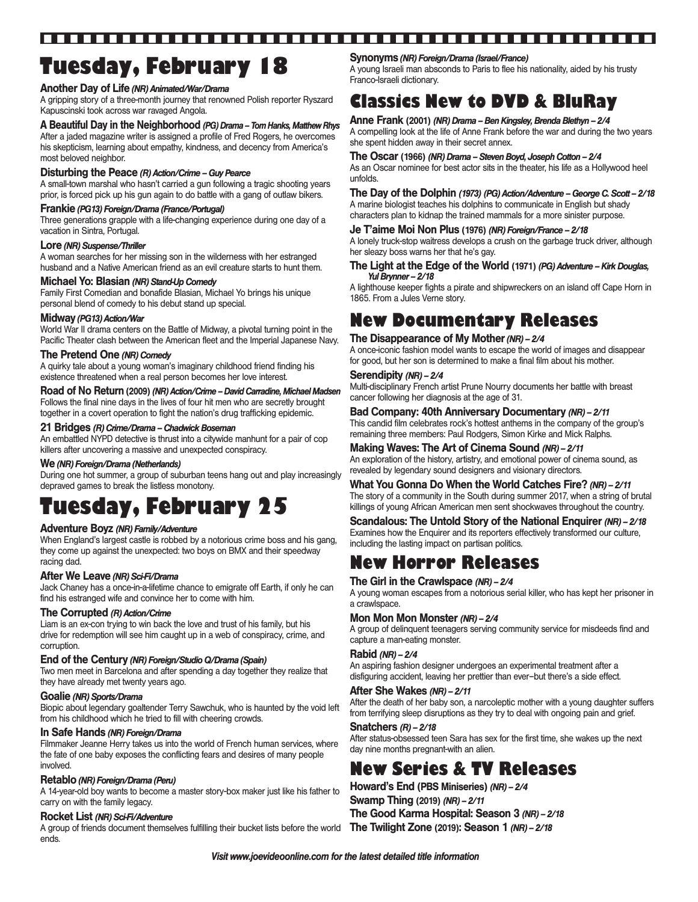# Tuesday, February 18

**Another Day of Life** *(NR) Animated/War/Drama*
A gripping story of a three-month journey that renowned Polish reporter Ryszard Kapuscinski took across war ravaged Angola.

**A Beautiful Day in the Neighborhood** *(PG) Drama – Tom Hanks, Matthew Rhys*
After a jaded magazine writer is assigned a profile of Fred Rogers, he overcomes his skepticism, learning about empathy, kindness, and decency from America's most beloved neighbor.

**Disturbing the Peace** *(R) Action/Crime – Guy Pearce*
A small-town marshal who hasn't carried a gun following a tragic shooting years prior, is forced pick up his gun again to do battle with a gang of outlaw bikers.

**Frankie** *(PG13) Foreign/Drama (France/Portugal)*
Three generations grapple with a life-changing experience during one day of a vacation in Sintra, Portugal.

**Lore** *(NR) Suspense/Thriller*
A woman searches for her missing son in the wilderness with her estranged husband and a Native American friend as an evil creature starts to hunt them.

**Michael Yo: Blasian** *(NR) Stand-Up Comedy*
Family First Comedian and bonafide Blasian, Michael Yo brings his unique personal blend of comedy to his debut stand up special.

**Midway** *(PG13) Action/War*
World War II drama centers on the Battle of Midway, a pivotal turning point in the Pacific Theater clash between the American fleet and the Imperial Japanese Navy.

**The Pretend One** *(NR) Comedy*
A quirky tale about a young woman's imaginary childhood friend finding his existence threatened when a real person becomes her love interest.

**Road of No Return (2009)** *(NR) Action/Crime – David Carradine, Michael Madsen*
Follows the final nine days in the lives of four hit men who are secretly brought together in a covert operation to fight the nation's drug trafficking epidemic.

**21 Bridges** *(R) Crime/Drama – Chadwick Boseman*
An embattled NYPD detective is thrust into a citywide manhunt for a pair of cop killers after uncovering a massive and unexpected conspiracy.

**We** *(NR) Foreign/Drama (Netherlands)*
During one hot summer, a group of suburban teens hang out and play increasingly depraved games to break the listless monotony.

# Tuesday, February 25

**Adventure Boyz** *(NR) Family/Adventure*
When England's largest castle is robbed by a notorious crime boss and his gang, they come up against the unexpected: two boys on BMX and their speedway racing dad.

**After We Leave** *(NR) Sci-Fi/Drama*
Jack Chaney has a once-in-a-lifetime chance to emigrate off Earth, if only he can find his estranged wife and convince her to come with him.

**The Corrupted** *(R) Action/Crime*
Liam is an ex-con trying to win back the love and trust of his family, but his drive for redemption will see him caught up in a web of conspiracy, crime, and corruption.

**End of the Century** *(NR) Foreign/Studio Q/Drama (Spain)*
Two men meet in Barcelona and after spending a day together they realize that they have already met twenty years ago.

**Goalie** *(NR) Sports/Drama*
Biopic about legendary goaltender Terry Sawchuk, who is haunted by the void left from his childhood which he tried to fill with cheering crowds.

**In Safe Hands** *(NR) Foreign/Drama*
Filmmaker Jeanne Herry takes us into the world of French human services, where the fate of one baby exposes the conflicting fears and desires of many people involved.

**Retablo** *(NR) Foreign/Drama (Peru)*
A 14-year-old boy wants to become a master story-box maker just like his father to carry on with the family legacy.

**Rocket List** *(NR) Sci-Fi/Adventure*
A group of friends document themselves fulfilling their bucket lists before the world ends.

**Synonyms** *(NR) Foreign/Drama (Israel/France)*
A young Israeli man absconds to Paris to flee his nationality, aided by his trusty Franco-Israeli dictionary.

# Classics New to DVD & BluRay

**Anne Frank (2001)** *(NR) Drama – Ben Kingsley, Brenda Blethyn – 2/4*
A compelling look at the life of Anne Frank before the war and during the two years she spent hidden away in their secret annex.

**The Oscar (1966)** *(NR) Drama – Steven Boyd, Joseph Cotton – 2/4*
As an Oscar nominee for best actor sits in the theater, his life as a Hollywood heel unfolds.

**The Day of the Dolphin** *(1973) (PG) Action/Adventure – George C. Scott – 2/18*
A marine biologist teaches his dolphins to communicate in English but shady characters plan to kidnap the trained mammals for a more sinister purpose.

**Je T'aime Moi Non Plus (1976)** *(NR) Foreign/France – 2/18*
A lonely truck-stop waitress develops a crush on the garbage truck driver, although her sleazy boss warns her that he's gay.

**The Light at the Edge of the World (1971)** *(PG) Adventure – Kirk Douglas, Yul Brynner – 2/18*
A lighthouse keeper fights a pirate and shipwreckers on an island off Cape Horn in 1865. From a Jules Verne story.

# New Documentary Releases

**The Disappearance of My Mother** *(NR) – 2/4*
A once-iconic fashion model wants to escape the world of images and disappear for good, but her son is determined to make a final film about his mother.

**Serendipity** *(NR) – 2/4*
Multi-disciplinary French artist Prune Nourry documents her battle with breast cancer following her diagnosis at the age of 31.

**Bad Company: 40th Anniversary Documentary** *(NR) – 2/11*
This candid film celebrates rock's hottest anthems in the company of the group's remaining three members: Paul Rodgers, Simon Kirke and Mick Ralphs.

**Making Waves: The Art of Cinema Sound** *(NR) – 2/11*
An exploration of the history, artistry, and emotional power of cinema sound, as revealed by legendary sound designers and visionary directors.

**What You Gonna Do When the World Catches Fire?** *(NR) – 2/11*
The story of a community in the South during summer 2017, when a string of brutal killings of young African American men sent shockwaves throughout the country.

**Scandalous: The Untold Story of the National Enquirer** *(NR) – 2/18*
Examines how the Enquirer and its reporters effectively transformed our culture, including the lasting impact on partisan politics.

# New Horror Releases

**The Girl in the Crawlspace** *(NR) – 2/4*
A young woman escapes from a notorious serial killer, who has kept her prisoner in a crawlspace.

**Mon Mon Mon Monster** *(NR) – 2/4*
A group of delinquent teenagers serving community service for misdeeds find and capture a man-eating monster.

**Rabid** *(NR) – 2/4*
An aspiring fashion designer undergoes an experimental treatment after a disfiguring accident, leaving her prettier than ever–but there's a side effect.

**After She Wakes** *(NR) – 2/11*
After the death of her baby son, a narcoleptic mother with a young daughter suffers from terrifying sleep disruptions as they try to deal with ongoing pain and grief.

**Snatchers** *(R) – 2/18*
After status-obsessed teen Sara has sex for the first time, she wakes up the next day nine months pregnant-with an alien.

# New Series & TV Releases

**Howard's End (PBS Miniseries)** *(NR) – 2/4*

**Swamp Thing (2019)** *(NR) – 2/11*

**The Good Karma Hospital: Season 3** *(NR) – 2/18*

**The Twilight Zone (2019): Season 1** *(NR) – 2/18*

*Visit www.joevideoonline.com for the latest detailed title information*